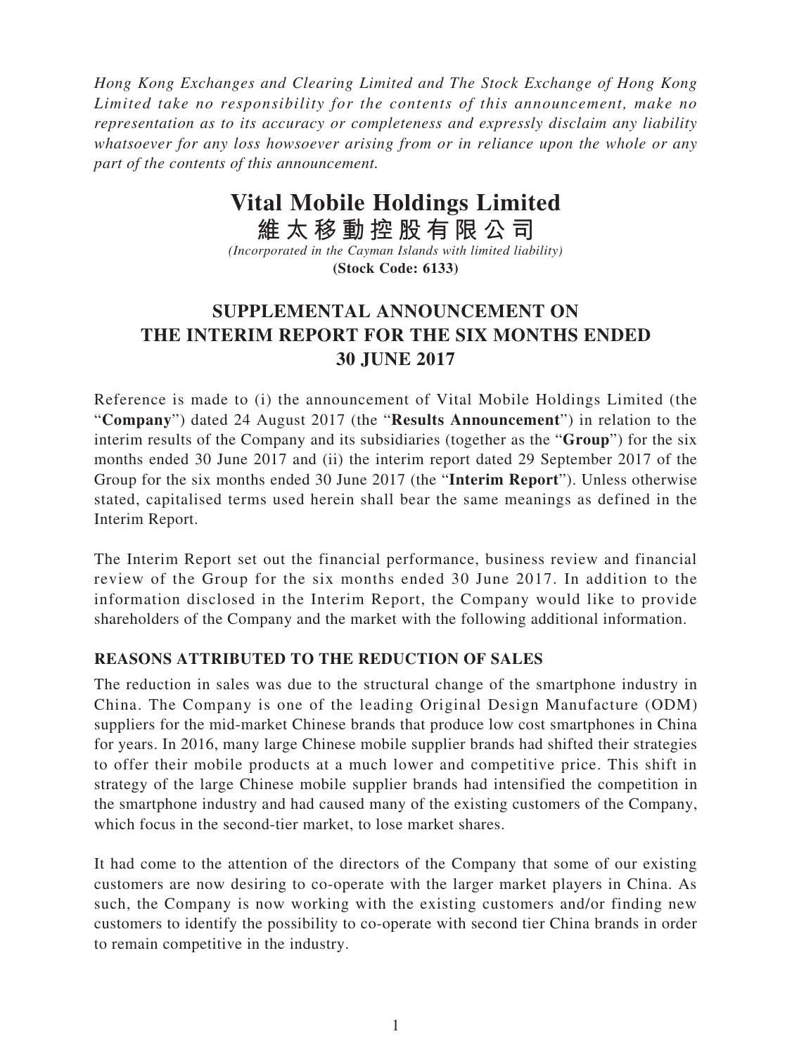*Hong Kong Exchanges and Clearing Limited and The Stock Exchange of Hong Kong Limited take no responsibility for the contents of this announcement, make no representation as to its accuracy or completeness and expressly disclaim any liability whatsoever for any loss howsoever arising from or in reliance upon the whole or any part of the contents of this announcement.*

# Vital Mobile Holdings Limited
# 維太移動控股有限公司

*(Incorporated in the Cayman Islands with limited liability)*

**(Stock Code: 6133)**

## SUPPLEMENTAL ANNOUNCEMENT ON THE INTERIM REPORT FOR THE SIX MONTHS ENDED 30 JUNE 2017

Reference is made to (i) the announcement of Vital Mobile Holdings Limited (the "**Company**") dated 24 August 2017 (the "**Results Announcement**") in relation to the interim results of the Company and its subsidiaries (together as the "**Group**") for the six months ended 30 June 2017 and (ii) the interim report dated 29 September 2017 of the Group for the six months ended 30 June 2017 (the "**Interim Report**"). Unless otherwise stated, capitalised terms used herein shall bear the same meanings as defined in the Interim Report.

The Interim Report set out the financial performance, business review and financial review of the Group for the six months ended 30 June 2017. In addition to the information disclosed in the Interim Report, the Company would like to provide shareholders of the Company and the market with the following additional information.

### REASONS ATTRIBUTED TO THE REDUCTION OF SALES

The reduction in sales was due to the structural change of the smartphone industry in China. The Company is one of the leading Original Design Manufacture (ODM) suppliers for the mid-market Chinese brands that produce low cost smartphones in China for years. In 2016, many large Chinese mobile supplier brands had shifted their strategies to offer their mobile products at a much lower and competitive price. This shift in strategy of the large Chinese mobile supplier brands had intensified the competition in the smartphone industry and had caused many of the existing customers of the Company, which focus in the second-tier market, to lose market shares.

It had come to the attention of the directors of the Company that some of our existing customers are now desiring to co-operate with the larger market players in China. As such, the Company is now working with the existing customers and/or finding new customers to identify the possibility to co-operate with second tier China brands in order to remain competitive in the industry.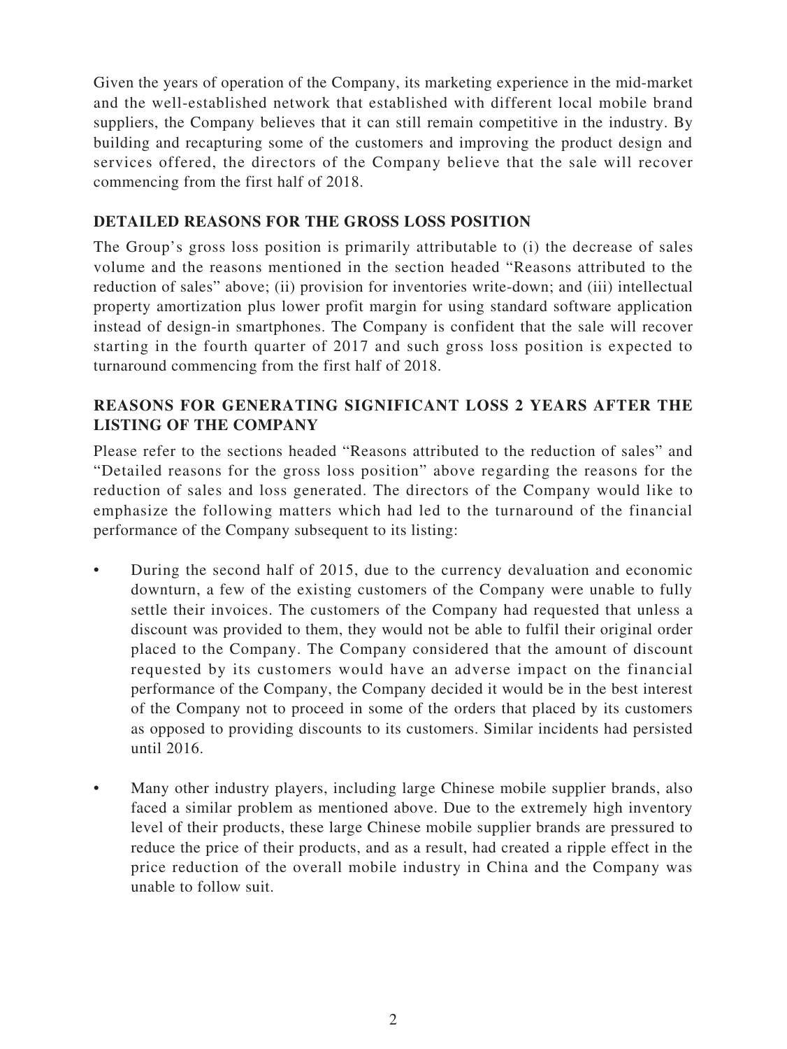Given the years of operation of the Company, its marketing experience in the mid-market and the well-established network that established with different local mobile brand suppliers, the Company believes that it can still remain competitive in the industry. By building and recapturing some of the customers and improving the product design and services offered, the directors of the Company believe that the sale will recover commencing from the first half of 2018.

## DETAILED REASONS FOR THE GROSS LOSS POSITION

The Group's gross loss position is primarily attributable to (i) the decrease of sales volume and the reasons mentioned in the section headed "Reasons attributed to the reduction of sales" above; (ii) provision for inventories write-down; and (iii) intellectual property amortization plus lower profit margin for using standard software application instead of design-in smartphones. The Company is confident that the sale will recover starting in the fourth quarter of 2017 and such gross loss position is expected to turnaround commencing from the first half of 2018.

## REASONS FOR GENERATING SIGNIFICANT LOSS 2 YEARS AFTER THE LISTING OF THE COMPANY

Please refer to the sections headed "Reasons attributed to the reduction of sales" and "Detailed reasons for the gross loss position" above regarding the reasons for the reduction of sales and loss generated. The directors of the Company would like to emphasize the following matters which had led to the turnaround of the financial performance of the Company subsequent to its listing:

- During the second half of 2015, due to the currency devaluation and economic downturn, a few of the existing customers of the Company were unable to fully settle their invoices. The customers of the Company had requested that unless a discount was provided to them, they would not be able to fulfil their original order placed to the Company. The Company considered that the amount of discount requested by its customers would have an adverse impact on the financial performance of the Company, the Company decided it would be in the best interest of the Company not to proceed in some of the orders that placed by its customers as opposed to providing discounts to its customers. Similar incidents had persisted until 2016.

- Many other industry players, including large Chinese mobile supplier brands, also faced a similar problem as mentioned above. Due to the extremely high inventory level of their products, these large Chinese mobile supplier brands are pressured to reduce the price of their products, and as a result, had created a ripple effect in the price reduction of the overall mobile industry in China and the Company was unable to follow suit.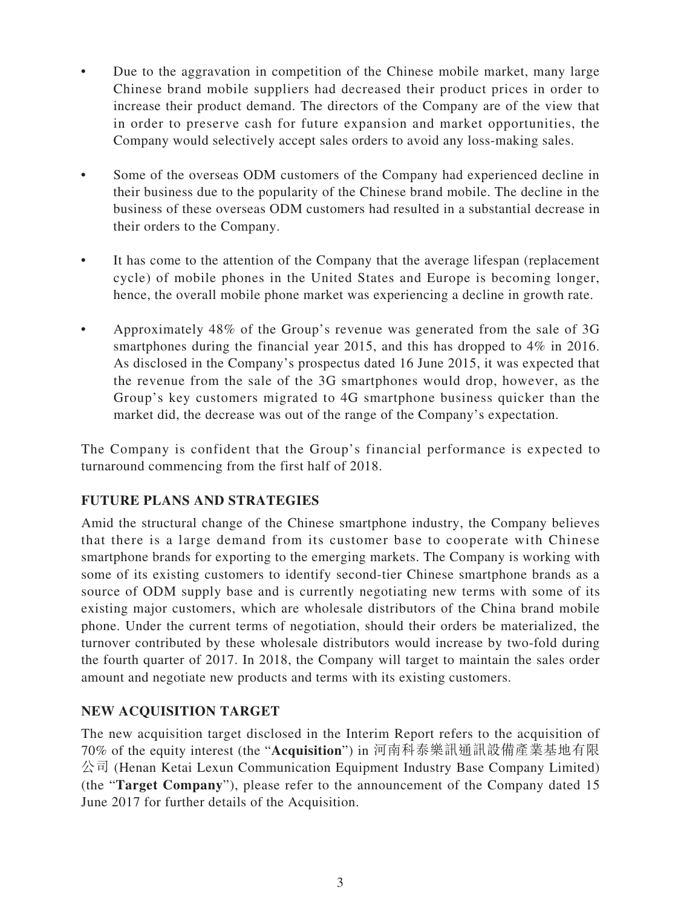- Due to the aggravation in competition of the Chinese mobile market, many large Chinese brand mobile suppliers had decreased their product prices in order to increase their product demand. The directors of the Company are of the view that in order to preserve cash for future expansion and market opportunities, the Company would selectively accept sales orders to avoid any loss-making sales.

- Some of the overseas ODM customers of the Company had experienced decline in their business due to the popularity of the Chinese brand mobile. The decline in the business of these overseas ODM customers had resulted in a substantial decrease in their orders to the Company.

- It has come to the attention of the Company that the average lifespan (replacement cycle) of mobile phones in the United States and Europe is becoming longer, hence, the overall mobile phone market was experiencing a decline in growth rate.

- Approximately 48% of the Group's revenue was generated from the sale of 3G smartphones during the financial year 2015, and this has dropped to 4% in 2016. As disclosed in the Company's prospectus dated 16 June 2015, it was expected that the revenue from the sale of the 3G smartphones would drop, however, as the Group's key customers migrated to 4G smartphone business quicker than the market did, the decrease was out of the range of the Company's expectation.

The Company is confident that the Group's financial performance is expected to turnaround commencing from the first half of 2018.

## FUTURE PLANS AND STRATEGIES

Amid the structural change of the Chinese smartphone industry, the Company believes that there is a large demand from its customer base to cooperate with Chinese smartphone brands for exporting to the emerging markets. The Company is working with some of its existing customers to identify second-tier Chinese smartphone brands as a source of ODM supply base and is currently negotiating new terms with some of its existing major customers, which are wholesale distributors of the China brand mobile phone. Under the current terms of negotiation, should their orders be materialized, the turnover contributed by these wholesale distributors would increase by two-fold during the fourth quarter of 2017. In 2018, the Company will target to maintain the sales order amount and negotiate new products and terms with its existing customers.

## NEW ACQUISITION TARGET

The new acquisition target disclosed in the Interim Report refers to the acquisition of 70% of the equity interest (the "**Acquisition**") in 河南科泰樂訊通訊設備產業基地有限公司 (Henan Ketai Lexun Communication Equipment Industry Base Company Limited) (the "**Target Company**"), please refer to the announcement of the Company dated 15 June 2017 for further details of the Acquisition.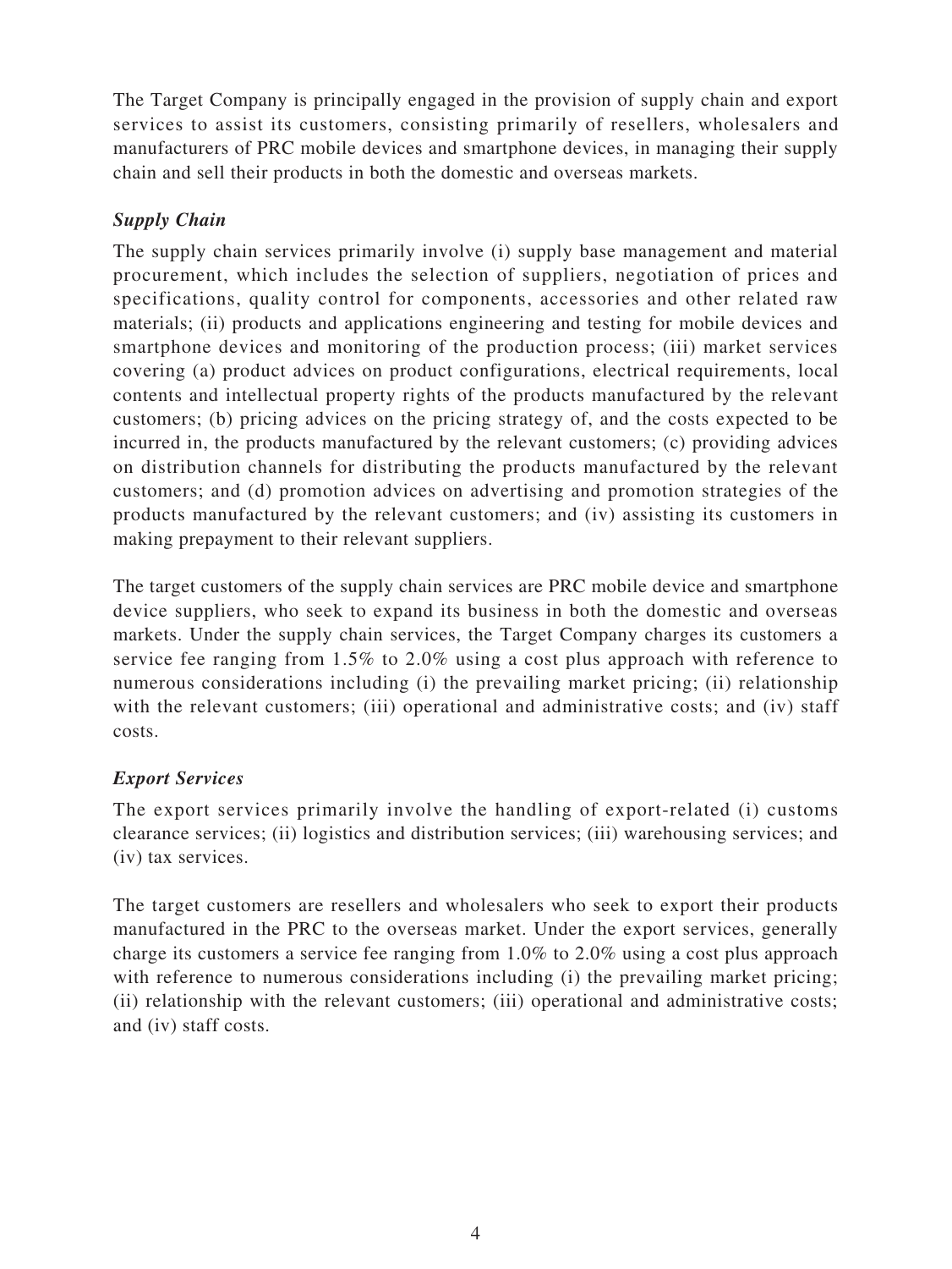The Target Company is principally engaged in the provision of supply chain and export services to assist its customers, consisting primarily of resellers, wholesalers and manufacturers of PRC mobile devices and smartphone devices, in managing their supply chain and sell their products in both the domestic and overseas markets.

### *Supply Chain*

The supply chain services primarily involve (i) supply base management and material procurement, which includes the selection of suppliers, negotiation of prices and specifications, quality control for components, accessories and other related raw materials; (ii) products and applications engineering and testing for mobile devices and smartphone devices and monitoring of the production process; (iii) market services covering (a) product advices on product configurations, electrical requirements, local contents and intellectual property rights of the products manufactured by the relevant customers; (b) pricing advices on the pricing strategy of, and the costs expected to be incurred in, the products manufactured by the relevant customers; (c) providing advices on distribution channels for distributing the products manufactured by the relevant customers; and (d) promotion advices on advertising and promotion strategies of the products manufactured by the relevant customers; and (iv) assisting its customers in making prepayment to their relevant suppliers.

The target customers of the supply chain services are PRC mobile device and smartphone device suppliers, who seek to expand its business in both the domestic and overseas markets. Under the supply chain services, the Target Company charges its customers a service fee ranging from 1.5% to 2.0% using a cost plus approach with reference to numerous considerations including (i) the prevailing market pricing; (ii) relationship with the relevant customers; (iii) operational and administrative costs; and (iv) staff costs.

### *Export Services*

The export services primarily involve the handling of export-related (i) customs clearance services; (ii) logistics and distribution services; (iii) warehousing services; and (iv) tax services.

The target customers are resellers and wholesalers who seek to export their products manufactured in the PRC to the overseas market. Under the export services, generally charge its customers a service fee ranging from 1.0% to 2.0% using a cost plus approach with reference to numerous considerations including (i) the prevailing market pricing; (ii) relationship with the relevant customers; (iii) operational and administrative costs; and (iv) staff costs.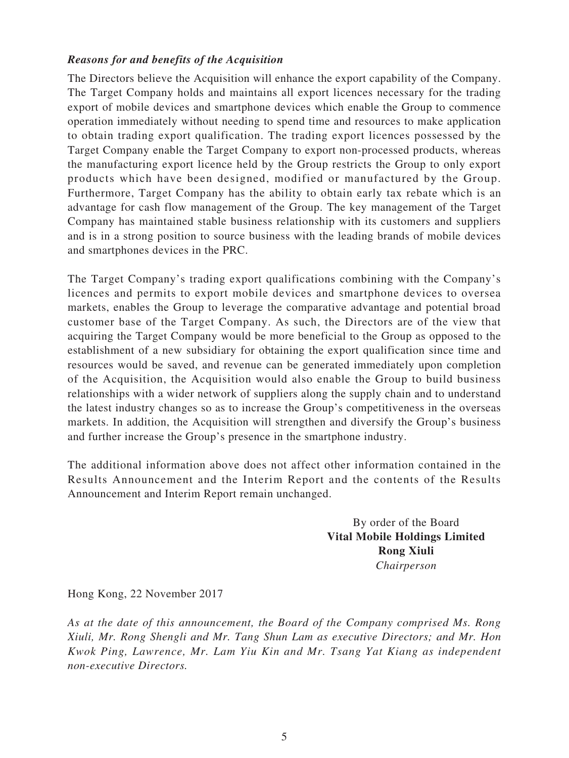***Reasons for and benefits of the Acquisition***

The Directors believe the Acquisition will enhance the export capability of the Company. The Target Company holds and maintains all export licences necessary for the trading export of mobile devices and smartphone devices which enable the Group to commence operation immediately without needing to spend time and resources to make application to obtain trading export qualification. The trading export licences possessed by the Target Company enable the Target Company to export non-processed products, whereas the manufacturing export licence held by the Group restricts the Group to only export products which have been designed, modified or manufactured by the Group. Furthermore, Target Company has the ability to obtain early tax rebate which is an advantage for cash flow management of the Group. The key management of the Target Company has maintained stable business relationship with its customers and suppliers and is in a strong position to source business with the leading brands of mobile devices and smartphones devices in the PRC.

The Target Company's trading export qualifications combining with the Company's licences and permits to export mobile devices and smartphone devices to oversea markets, enables the Group to leverage the comparative advantage and potential broad customer base of the Target Company. As such, the Directors are of the view that acquiring the Target Company would be more beneficial to the Group as opposed to the establishment of a new subsidiary for obtaining the export qualification since time and resources would be saved, and revenue can be generated immediately upon completion of the Acquisition, the Acquisition would also enable the Group to build business relationships with a wider network of suppliers along the supply chain and to understand the latest industry changes so as to increase the Group's competitiveness in the overseas markets. In addition, the Acquisition will strengthen and diversify the Group's business and further increase the Group's presence in the smartphone industry.

The additional information above does not affect other information contained in the Results Announcement and the Interim Report and the contents of the Results Announcement and Interim Report remain unchanged.

By order of the Board
**Vital Mobile Holdings Limited**
**Rong Xiuli**
*Chairperson*

Hong Kong, 22 November 2017

*As at the date of this announcement, the Board of the Company comprised Ms. Rong Xiuli, Mr. Rong Shengli and Mr. Tang Shun Lam as executive Directors; and Mr. Hon Kwok Ping, Lawrence, Mr. Lam Yiu Kin and Mr. Tsang Yat Kiang as independent non-executive Directors.*